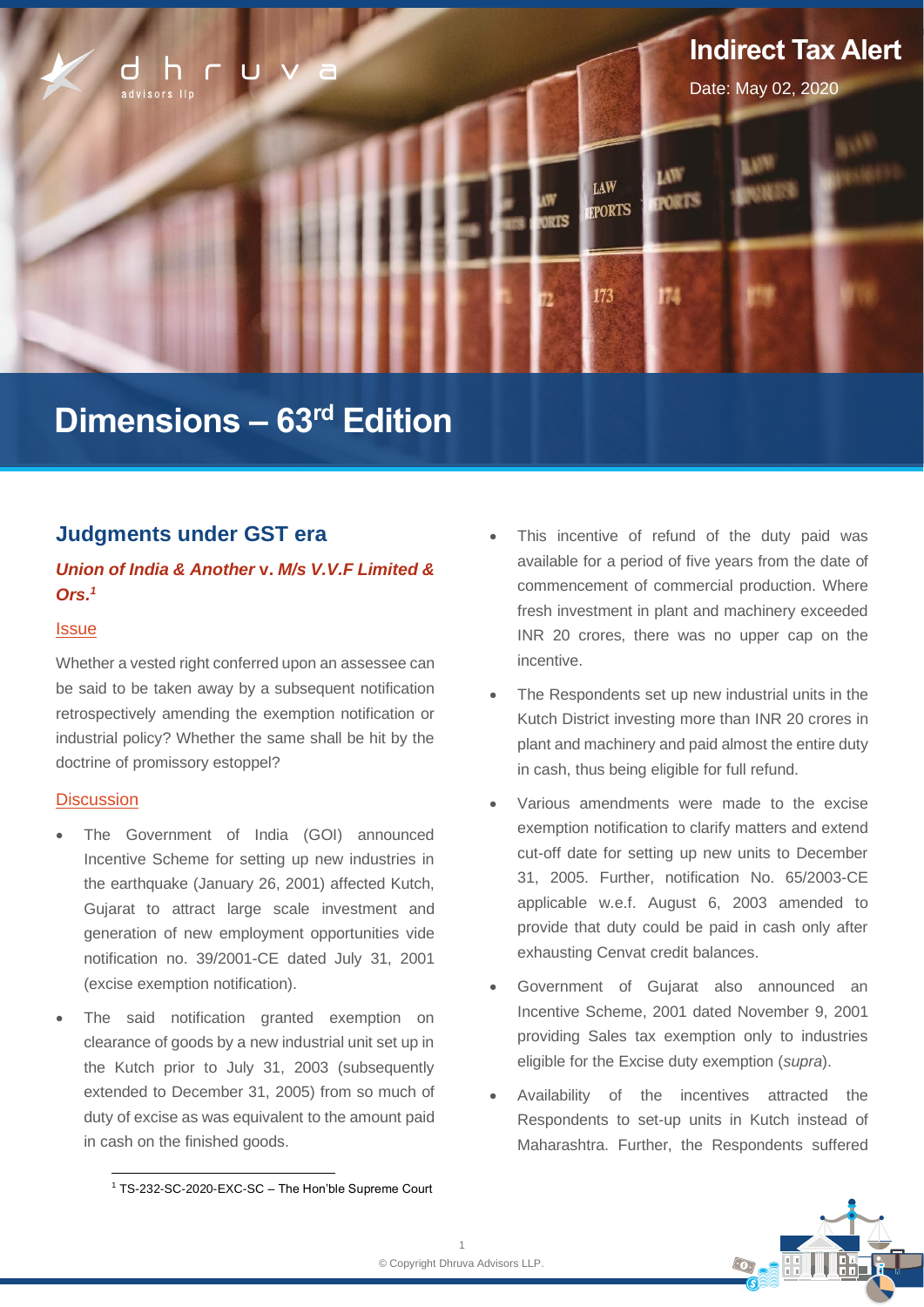# Indirect Tax Alert

Date: May 02, 2020

# Dimensions – 63rd Edition

## Judgments under GST era

### *Union of India & Another* v. *M/s V.V.F Limited & Ors.*[1]

#### Issue

Whether a vested right conferred upon an assessee can be said to be taken away by a subsequent notification retrospectively amending the exemption notification or industrial policy? Whether the same shall be hit by the doctrine of promissory estoppel?

#### Discussion

- The Government of India (GOI) announced Incentive Scheme for setting up new industries in the earthquake (January 26, 2001) affected Kutch, Gujarat to attract large scale investment and generation of new employment opportunities vide notification no. 39/2001-CE dated July 31, 2001 (excise exemption notification).
- The said notification granted exemption on clearance of goods by a new industrial unit set up in the Kutch prior to July 31, 2003 (subsequently extended to December 31, 2005) from so much of duty of excise as was equivalent to the amount paid in cash on the finished goods.
- This incentive of refund of the duty paid was available for a period of five years from the date of commencement of commercial production. Where fresh investment in plant and machinery exceeded INR 20 crores, there was no upper cap on the incentive.
- The Respondents set up new industrial units in the Kutch District investing more than INR 20 crores in plant and machinery and paid almost the entire duty in cash, thus being eligible for full refund.
- Various amendments were made to the excise exemption notification to clarify matters and extend cut-off date for setting up new units to December 31, 2005. Further, notification No. 65/2003-CE applicable w.e.f. August 6, 2003 amended to provide that duty could be paid in cash only after exhausting Cenvat credit balances.
- Government of Gujarat also announced an Incentive Scheme, 2001 dated November 9, 2001 providing Sales tax exemption only to industries eligible for the Excise duty exemption (*supra*).
- Availability of the incentives attracted the Respondents to set-up units in Kutch instead of Maharashtra. Further, the Respondents suffered

[1] TS-232-SC-2020-EXC-SC – The Hon'ble Supreme Court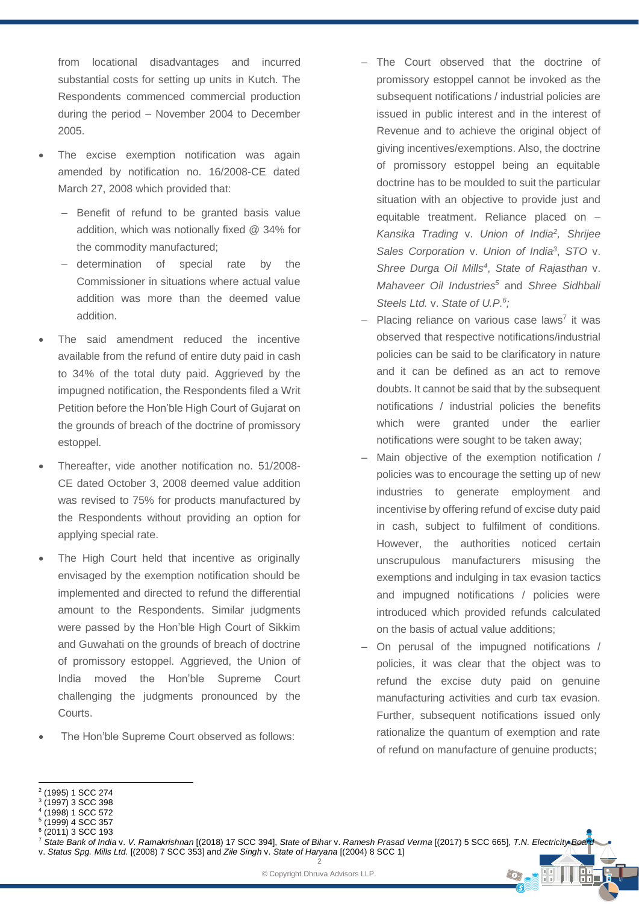from locational disadvantages and incurred substantial costs for setting up units in Kutch. The Respondents commenced commercial production during the period – November 2004 to December 2005.

- The excise exemption notification was again amended by notification no. 16/2008-CE dated March 27, 2008 which provided that:
  - Benefit of refund to be granted basis value addition, which was notionally fixed @ 34% for the commodity manufactured;
  - determination of special rate by the Commissioner in situations where actual value addition was more than the deemed value addition.
- The said amendment reduced the incentive available from the refund of entire duty paid in cash to 34% of the total duty paid. Aggrieved by the impugned notification, the Respondents filed a Writ Petition before the Hon'ble High Court of Gujarat on the grounds of breach of the doctrine of promissory estoppel.
- Thereafter, vide another notification no. 51/2008-CE dated October 3, 2008 deemed value addition was revised to 75% for products manufactured by the Respondents without providing an option for applying special rate.
- The High Court held that incentive as originally envisaged by the exemption notification should be implemented and directed to refund the differential amount to the Respondents. Similar judgments were passed by the Hon'ble High Court of Sikkim and Guwahati on the grounds of breach of doctrine of promissory estoppel. Aggrieved, the Union of India moved the Hon'ble Supreme Court challenging the judgments pronounced by the Courts.
- The Hon'ble Supreme Court observed as follows:
  - The Court observed that the doctrine of promissory estoppel cannot be invoked as the subsequent notifications / industrial policies are issued in public interest and in the interest of Revenue and to achieve the original object of giving incentives/exemptions. Also, the doctrine of promissory estoppel being an equitable doctrine has to be moulded to suit the particular situation with an objective to provide just and equitable treatment. Reliance placed on – *Kansika Trading* v. *Union of India*[2], *Shrijee Sales Corporation* v. *Union of India*[3], *STO* v. *Shree Durga Oil Mills*[4], *State of Rajasthan* v. *Mahaveer Oil Industries*[5] and *Shree Sidhbali Steels Ltd.* v. *State of U.P.*[6];
  - Placing reliance on various case laws[7] it was observed that respective notifications/industrial policies can be said to be clarificatory in nature and it can be defined as an act to remove doubts. It cannot be said that by the subsequent notifications / industrial policies the benefits which were granted under the earlier notifications were sought to be taken away;
  - Main objective of the exemption notification / policies was to encourage the setting up of new industries to generate employment and incentivise by offering refund of excise duty paid in cash, subject to fulfilment of conditions. However, the authorities noticed certain unscrupulous manufacturers misusing the exemptions and indulging in tax evasion tactics and impugned notifications / policies were introduced which provided refunds calculated on the basis of actual value additions;
  - On perusal of the impugned notifications / policies, it was clear that the object was to refund the excise duty paid on genuine manufacturing activities and curb tax evasion. Further, subsequent notifications issued only rationalize the quantum of exemption and rate of refund on manufacture of genuine products;

---

[2] (1995) 1 SCC 274
[3] (1997) 3 SCC 398
[4] (1998) 1 SCC 572
[5] (1999) 4 SCC 357
[6] (2011) 3 SCC 193
[7] *State Bank of India* v. *V. Ramakrishnan* [(2018) 17 SCC 394], *State of Bihar* v. *Ramesh Prasad Verma* [(2017) 5 SCC 665], *T.N. Electricity Board* v. *Status Spg. Mills Ltd.* [(2008) 7 SCC 353] and *Zile Singh* v. *State of Haryana* [(2004) 8 SCC 1]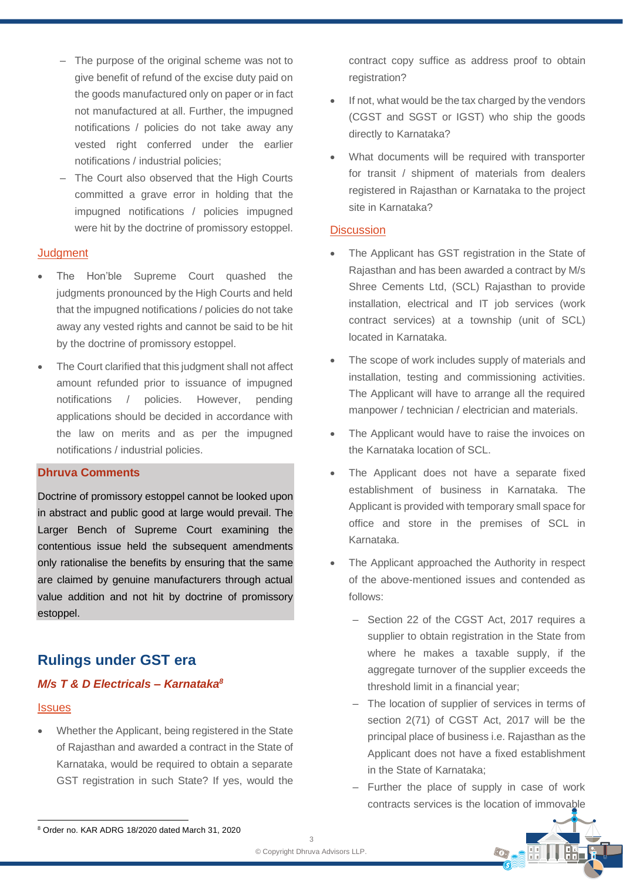- The purpose of the original scheme was not to give benefit of refund of the excise duty paid on the goods manufactured only on paper or in fact not manufactured at all. Further, the impugned notifications / policies do not take away any vested right conferred under the earlier notifications / industrial policies;
- The Court also observed that the High Courts committed a grave error in holding that the impugned notifications / policies impugned were hit by the doctrine of promissory estoppel.

### Judgment

- The Hon'ble Supreme Court quashed the judgments pronounced by the High Courts and held that the impugned notifications / policies do not take away any vested rights and cannot be said to be hit by the doctrine of promissory estoppel.
- The Court clarified that this judgment shall not affect amount refunded prior to issuance of impugned notifications / policies. However, pending applications should be decided in accordance with the law on merits and as per the impugned notifications / industrial policies.

**Dhruva Comments**

Doctrine of promissory estoppel cannot be looked upon in abstract and public good at large would prevail. The Larger Bench of Supreme Court examining the contentious issue held the subsequent amendments only rationalise the benefits by ensuring that the same are claimed by genuine manufacturers through actual value addition and not hit by doctrine of promissory estoppel.

## Rulings under GST era

### *M/s T & D Electricals – Karnataka*[8]

### Issues

- Whether the Applicant, being registered in the State of Rajasthan and awarded a contract in the State of Karnataka, would be required to obtain a separate GST registration in such State? If yes, would the contract copy suffice as address proof to obtain registration?
- If not, what would be the tax charged by the vendors (CGST and SGST or IGST) who ship the goods directly to Karnataka?
- What documents will be required with transporter for transit / shipment of materials from dealers registered in Rajasthan or Karnataka to the project site in Karnataka?

### Discussion

- The Applicant has GST registration in the State of Rajasthan and has been awarded a contract by M/s Shree Cements Ltd, (SCL) Rajasthan to provide installation, electrical and IT job services (work contract services) at a township (unit of SCL) located in Karnataka.
- The scope of work includes supply of materials and installation, testing and commissioning activities. The Applicant will have to arrange all the required manpower / technician / electrician and materials.
- The Applicant would have to raise the invoices on the Karnataka location of SCL.
- The Applicant does not have a separate fixed establishment of business in Karnataka. The Applicant is provided with temporary small space for office and store in the premises of SCL in Karnataka.
- The Applicant approached the Authority in respect of the above-mentioned issues and contended as follows:
  - Section 22 of the CGST Act, 2017 requires a supplier to obtain registration in the State from where he makes a taxable supply, if the aggregate turnover of the supplier exceeds the threshold limit in a financial year;
  - The location of supplier of services in terms of section 2(71) of CGST Act, 2017 will be the principal place of business i.e. Rajasthan as the Applicant does not have a fixed establishment in the State of Karnataka;
  - Further the place of supply in case of work contracts services is the location of immovable

[8] Order no. KAR ADRG 18/2020 dated March 31, 2020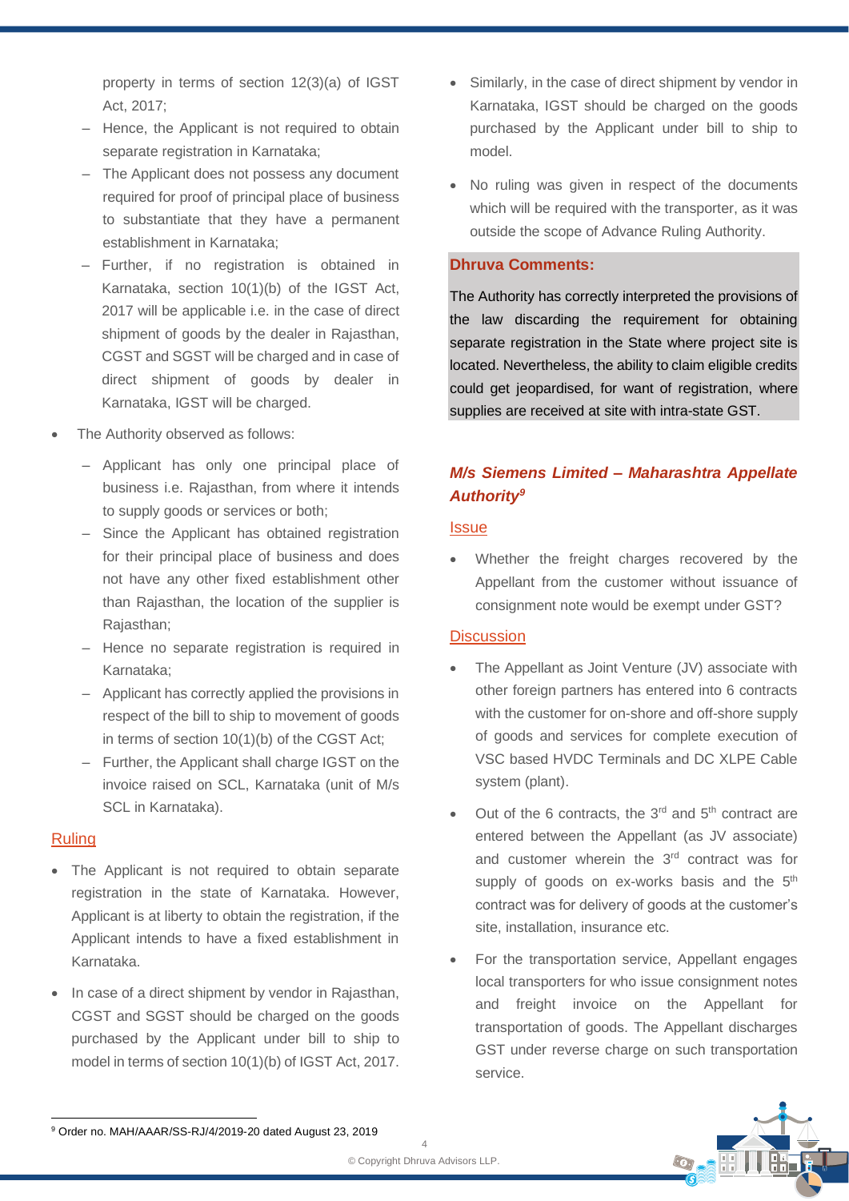property in terms of section 12(3)(a) of IGST Act, 2017;

- Hence, the Applicant is not required to obtain separate registration in Karnataka;
- The Applicant does not possess any document required for proof of principal place of business to substantiate that they have a permanent establishment in Karnataka;
- Further, if no registration is obtained in Karnataka, section 10(1)(b) of the IGST Act, 2017 will be applicable i.e. in the case of direct shipment of goods by the dealer in Rajasthan, CGST and SGST will be charged and in case of direct shipment of goods by dealer in Karnataka, IGST will be charged.

- The Authority observed as follows:
  - Applicant has only one principal place of business i.e. Rajasthan, from where it intends to supply goods or services or both;
  - Since the Applicant has obtained registration for their principal place of business and does not have any other fixed establishment other than Rajasthan, the location of the supplier is Rajasthan;
  - Hence no separate registration is required in Karnataka;
  - Applicant has correctly applied the provisions in respect of the bill to ship to movement of goods in terms of section 10(1)(b) of the CGST Act;
  - Further, the Applicant shall charge IGST on the invoice raised on SCL, Karnataka (unit of M/s SCL in Karnataka).

<u>Ruling</u>

- The Applicant is not required to obtain separate registration in the state of Karnataka. However, Applicant is at liberty to obtain the registration, if the Applicant intends to have a fixed establishment in Karnataka.
- In case of a direct shipment by vendor in Rajasthan, CGST and SGST should be charged on the goods purchased by the Applicant under bill to ship to model in terms of section 10(1)(b) of IGST Act, 2017.
- Similarly, in the case of direct shipment by vendor in Karnataka, IGST should be charged on the goods purchased by the Applicant under bill to ship to model.
- No ruling was given in respect of the documents which will be required with the transporter, as it was outside the scope of Advance Ruling Authority.

**Dhruva Comments:**

The Authority has correctly interpreted the provisions of the law discarding the requirement for obtaining separate registration in the State where project site is located. Nevertheless, the ability to claim eligible credits could get jeopardised, for want of registration, where supplies are received at site with intra-state GST.

## *M/s Siemens Limited – Maharashtra Appellate Authority*[9]

<u>Issue</u>

- Whether the freight charges recovered by the Appellant from the customer without issuance of consignment note would be exempt under GST?

<u>Discussion</u>

- The Appellant as Joint Venture (JV) associate with other foreign partners has entered into 6 contracts with the customer for on-shore and off-shore supply of goods and services for complete execution of VSC based HVDC Terminals and DC XLPE Cable system (plant).
- Out of the 6 contracts, the 3rd and 5th contract are entered between the Appellant (as JV associate) and customer wherein the 3rd contract was for supply of goods on ex-works basis and the 5th contract was for delivery of goods at the customer's site, installation, insurance etc.
- For the transportation service, Appellant engages local transporters for who issue consignment notes and freight invoice on the Appellant for transportation of goods. The Appellant discharges GST under reverse charge on such transportation service.

[9] Order no. MAH/AAAR/SS-RJ/4/2019-20 dated August 23, 2019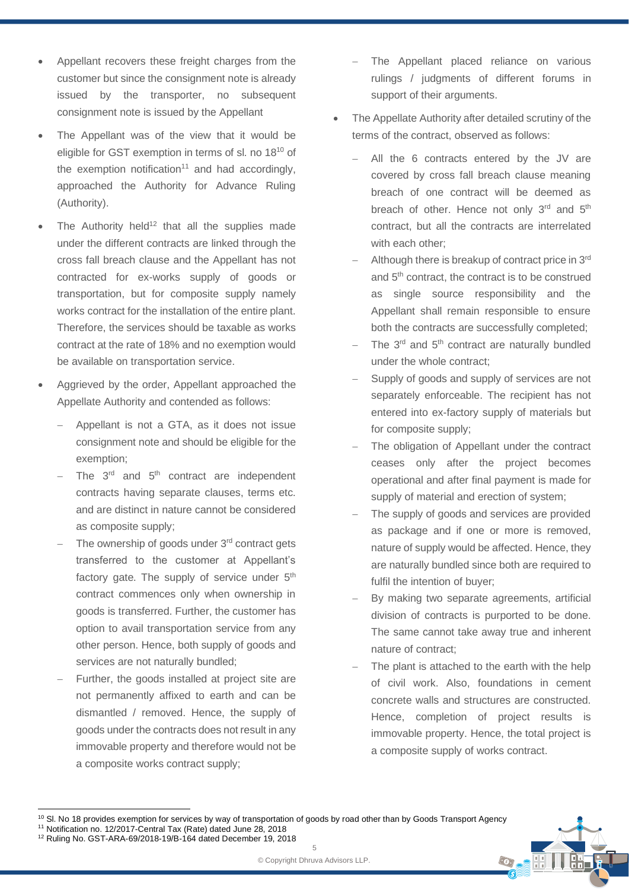- Appellant recovers these freight charges from the customer but since the consignment note is already issued by the transporter, no subsequent consignment note is issued by the Appellant
- The Appellant was of the view that it would be eligible for GST exemption in terms of sl. no 18[10] of the exemption notification[11] and had accordingly, approached the Authority for Advance Ruling (Authority).
- The Authority held[12] that all the supplies made under the different contracts are linked through the cross fall breach clause and the Appellant has not contracted for ex-works supply of goods or transportation, but for composite supply namely works contract for the installation of the entire plant. Therefore, the services should be taxable as works contract at the rate of 18% and no exemption would be available on transportation service.
- Aggrieved by the order, Appellant approached the Appellate Authority and contended as follows:
  - Appellant is not a GTA, as it does not issue consignment note and should be eligible for the exemption;
  - The 3rd and 5th contract are independent contracts having separate clauses, terms etc. and are distinct in nature cannot be considered as composite supply;
  - The ownership of goods under 3rd contract gets transferred to the customer at Appellant's factory gate. The supply of service under 5th contract commences only when ownership in goods is transferred. Further, the customer has option to avail transportation service from any other person. Hence, both supply of goods and services are not naturally bundled;
  - Further, the goods installed at project site are not permanently affixed to earth and can be dismantled / removed. Hence, the supply of goods under the contracts does not result in any immovable property and therefore would not be a composite works contract supply;
  - The Appellant placed reliance on various rulings / judgments of different forums in support of their arguments.
- The Appellate Authority after detailed scrutiny of the terms of the contract, observed as follows:
  - All the 6 contracts entered by the JV are covered by cross fall breach clause meaning breach of one contract will be deemed as breach of other. Hence not only 3rd and 5th contract, but all the contracts are interrelated with each other;
  - Although there is breakup of contract price in 3rd and 5th contract, the contract is to be construed as single source responsibility and the Appellant shall remain responsible to ensure both the contracts are successfully completed;
  - The 3rd and 5th contract are naturally bundled under the whole contract;
  - Supply of goods and supply of services are not separately enforceable. The recipient has not entered into ex-factory supply of materials but for composite supply;
  - The obligation of Appellant under the contract ceases only after the project becomes operational and after final payment is made for supply of material and erection of system;
  - The supply of goods and services are provided as package and if one or more is removed, nature of supply would be affected. Hence, they are naturally bundled since both are required to fulfil the intention of buyer;
  - By making two separate agreements, artificial division of contracts is purported to be done. The same cannot take away true and inherent nature of contract;
  - The plant is attached to the earth with the help of civil work. Also, foundations in cement concrete walls and structures are constructed. Hence, completion of project results is immovable property. Hence, the total project is a composite supply of works contract.

---

[10] Sl. No 18 provides exemption for services by way of transportation of goods by road other than by Goods Transport Agency

[11] Notification no. 12/2017-Central Tax (Rate) dated June 28, 2018

[12] Ruling No. GST-ARA-69/2018-19/B-164 dated December 19, 2018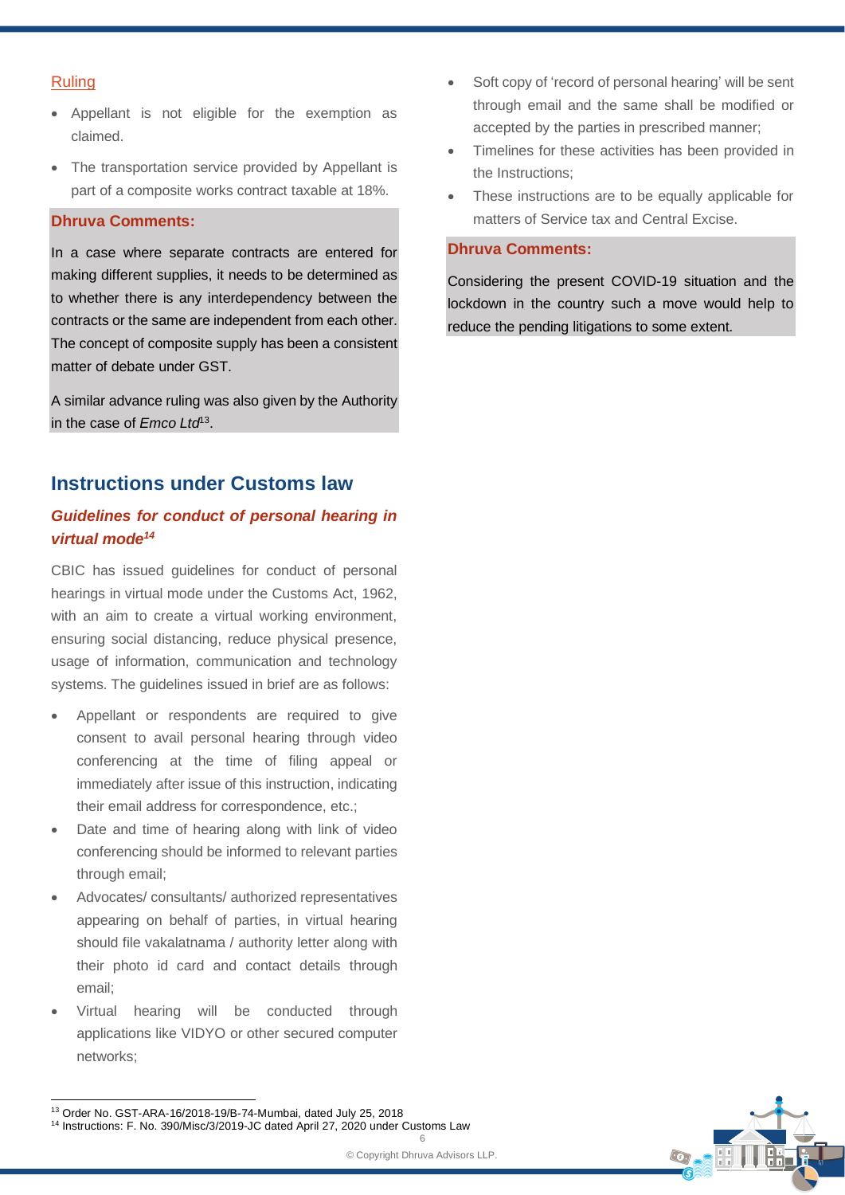#### Ruling

- Appellant is not eligible for the exemption as claimed.
- The transportation service provided by Appellant is part of a composite works contract taxable at 18%.

**Dhruva Comments:**

In a case where separate contracts are entered for making different supplies, it needs to be determined as to whether there is any interdependency between the contracts or the same are independent from each other. The concept of composite supply has been a consistent matter of debate under GST.

A similar advance ruling was also given by the Authority in the case of *Emco Ltd*[13].

## Instructions under Customs law

### *Guidelines for conduct of personal hearing in virtual mode*[14]

CBIC has issued guidelines for conduct of personal hearings in virtual mode under the Customs Act, 1962, with an aim to create a virtual working environment, ensuring social distancing, reduce physical presence, usage of information, communication and technology systems. The guidelines issued in brief are as follows:

- Appellant or respondents are required to give consent to avail personal hearing through video conferencing at the time of filing appeal or immediately after issue of this instruction, indicating their email address for correspondence, etc.;
- Date and time of hearing along with link of video conferencing should be informed to relevant parties through email;
- Advocates/ consultants/ authorized representatives appearing on behalf of parties, in virtual hearing should file vakalatnama / authority letter along with their photo id card and contact details through email;
- Virtual hearing will be conducted through applications like VIDYO or other secured computer networks;
- Soft copy of 'record of personal hearing' will be sent through email and the same shall be modified or accepted by the parties in prescribed manner;
- Timelines for these activities has been provided in the Instructions;
- These instructions are to be equally applicable for matters of Service tax and Central Excise.

**Dhruva Comments:**

Considering the present COVID-19 situation and the lockdown in the country such a move would help to reduce the pending litigations to some extent.

---

[13] Order No. GST-ARA-16/2018-19/B-74-Mumbai, dated July 25, 2018

[14] Instructions: F. No. 390/Misc/3/2019-JC dated April 27, 2020 under Customs Law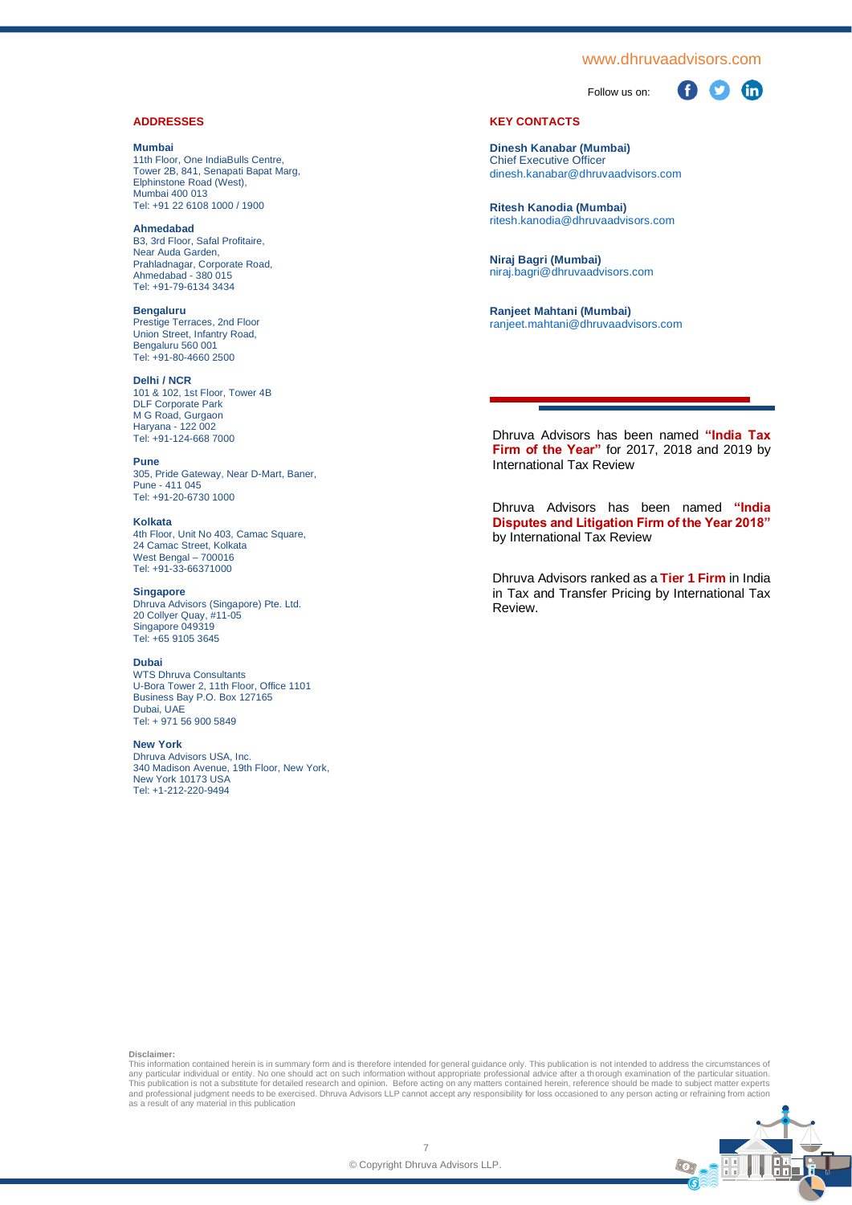www.dhruvaadvisors.com

Follow us on:

## ADDRESSES

**Mumbai**
11th Floor, One IndiaBulls Centre,
Tower 2B, 841, Senapati Bapat Marg,
Elphinstone Road (West),
Mumbai 400 013
Tel: +91 22 6108 1000 / 1900

**Ahmedabad**
B3, 3rd Floor, Safal Profitaire,
Near Auda Garden,
Prahladnagar, Corporate Road,
Ahmedabad - 380 015
Tel: +91-79-6134 3434

**Bengaluru**
Prestige Terraces, 2nd Floor
Union Street, Infantry Road,
Bengaluru 560 001
Tel: +91-80-4660 2500

**Delhi / NCR**
101 & 102, 1st Floor, Tower 4B
DLF Corporate Park
M G Road, Gurgaon
Haryana - 122 002
Tel: +91-124-668 7000

**Pune**
305, Pride Gateway, Near D-Mart, Baner,
Pune - 411 045
Tel: +91-20-6730 1000

**Kolkata**
4th Floor, Unit No 403, Camac Square,
24 Camac Street, Kolkata
West Bengal – 700016
Tel: +91-33-66371000

**Singapore**
Dhruva Advisors (Singapore) Pte. Ltd.
20 Collyer Quay, #11-05
Singapore 049319
Tel: +65 9105 3645

**Dubai**
WTS Dhruva Consultants
U-Bora Tower 2, 11th Floor, Office 1101
Business Bay P.O. Box 127165
Dubai, UAE
Tel: + 971 56 900 5849

**New York**
Dhruva Advisors USA, Inc.
340 Madison Avenue, 19th Floor, New York,
New York 10173 USA
Tel: +1-212-220-9494

## KEY CONTACTS

**Dinesh Kanabar (Mumbai)**
Chief Executive Officer
dinesh.kanabar@dhruvaadvisors.com

**Ritesh Kanodia (Mumbai)**
ritesh.kanodia@dhruvaadvisors.com

**Niraj Bagri (Mumbai)**
niraj.bagri@dhruvaadvisors.com

**Ranjeet Mahtani (Mumbai)**
ranjeet.mahtani@dhruvaadvisors.com

Dhruva Advisors has been named **"India Tax Firm of the Year"** for 2017, 2018 and 2019 by International Tax Review

Dhruva Advisors has been named **"India Disputes and Litigation Firm of the Year 2018"** by International Tax Review

Dhruva Advisors ranked as a **Tier 1 Firm** in India in Tax and Transfer Pricing by International Tax Review.

**Disclaimer:**
This information contained herein is in summary form and is therefore intended for general guidance only. This publication is not intended to address the circumstances of any particular individual or entity. No one should act on such information without appropriate professional advice after a thorough examination of the particular situation. This publication is not a substitute for detailed research and opinion. Before acting on any matters contained herein, reference should be made to subject matter experts and professional judgment needs to be exercised. Dhruva Advisors LLP cannot accept any responsibility for loss occasioned to any person acting or refraining from action as a result of any material in this publication

© Copyright Dhruva Advisors LLP.